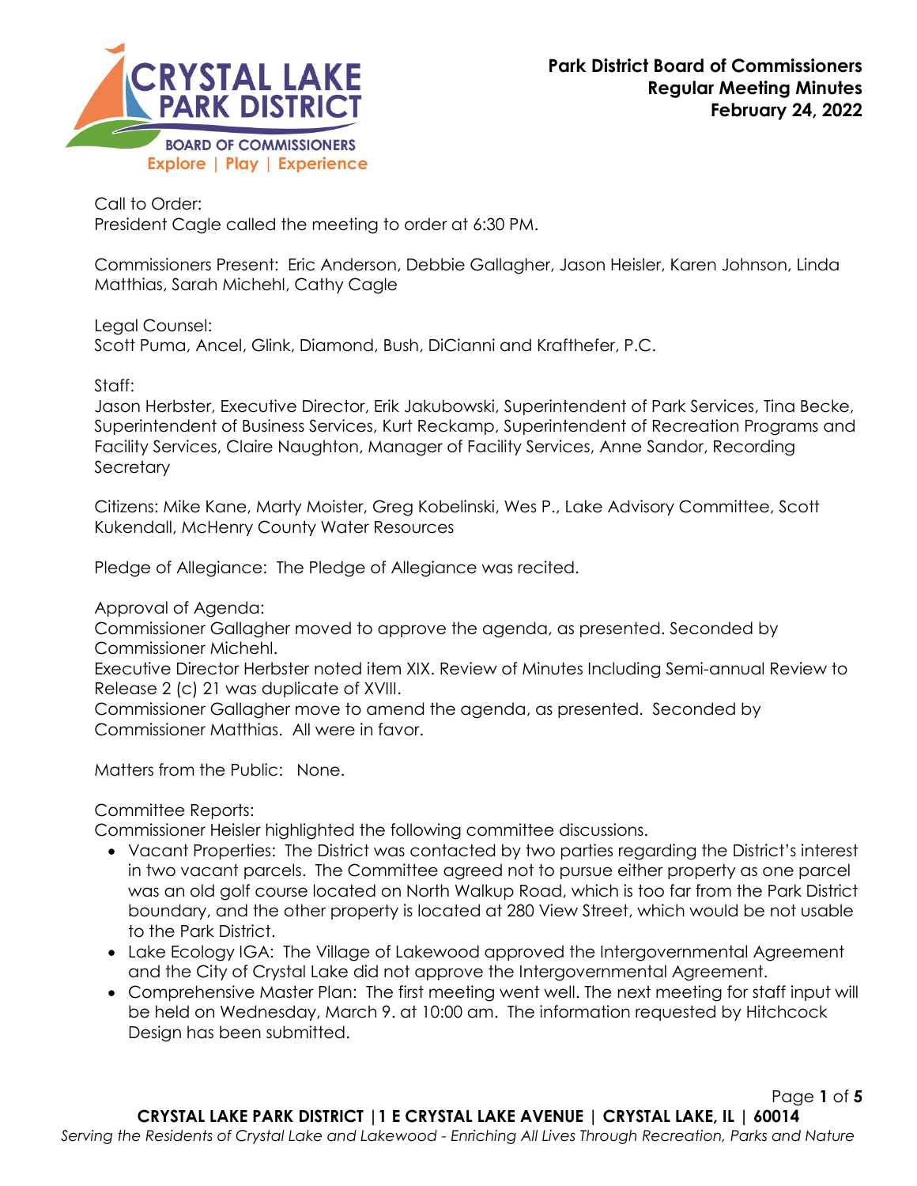**Park District Board of Commissioners**
**Regular Meeting Minutes**
**February 24, 2022**

CRYSTAL LAKE PARK DISTRICT
BOARD OF COMMISSIONERS
Explore | Play | Experience

Call to Order:
President Cagle called the meeting to order at 6:30 PM.

Commissioners Present: Eric Anderson, Debbie Gallagher, Jason Heisler, Karen Johnson, Linda Matthias, Sarah Michehl, Cathy Cagle

Legal Counsel:
Scott Puma, Ancel, Glink, Diamond, Bush, DiCianni and Krafthefer, P.C.

Staff:
Jason Herbster, Executive Director, Erik Jakubowski, Superintendent of Park Services, Tina Becke, Superintendent of Business Services, Kurt Reckamp, Superintendent of Recreation Programs and Facility Services, Claire Naughton, Manager of Facility Services, Anne Sandor, Recording Secretary

Citizens: Mike Kane, Marty Moister, Greg Kobelinski, Wes P., Lake Advisory Committee, Scott Kukendall, McHenry County Water Resources

Pledge of Allegiance: The Pledge of Allegiance was recited.

Approval of Agenda:
Commissioner Gallagher moved to approve the agenda, as presented. Seconded by Commissioner Michehl.
Executive Director Herbster noted item XIX. Review of Minutes Including Semi-annual Review to Release 2 (c) 21 was duplicate of XVIII.
Commissioner Gallagher move to amend the agenda, as presented. Seconded by Commissioner Matthias. All were in favor.

Matters from the Public: None.

Committee Reports:
Commissioner Heisler highlighted the following committee discussions.

- Vacant Properties: The District was contacted by two parties regarding the District's interest in two vacant parcels. The Committee agreed not to pursue either property as one parcel was an old golf course located on North Walkup Road, which is too far from the Park District boundary, and the other property is located at 280 View Street, which would be not usable to the Park District.
- Lake Ecology IGA: The Village of Lakewood approved the Intergovernmental Agreement and the City of Crystal Lake did not approve the Intergovernmental Agreement.
- Comprehensive Master Plan: The first meeting went well. The next meeting for staff input will be held on Wednesday, March 9. at 10:00 am. The information requested by Hitchcock Design has been submitted.

**CRYSTAL LAKE PARK DISTRICT | 1 E CRYSTAL LAKE AVENUE | CRYSTAL LAKE, IL | 60014**
*Serving the Residents of Crystal Lake and Lakewood - Enriching All Lives Through Recreation, Parks and Nature*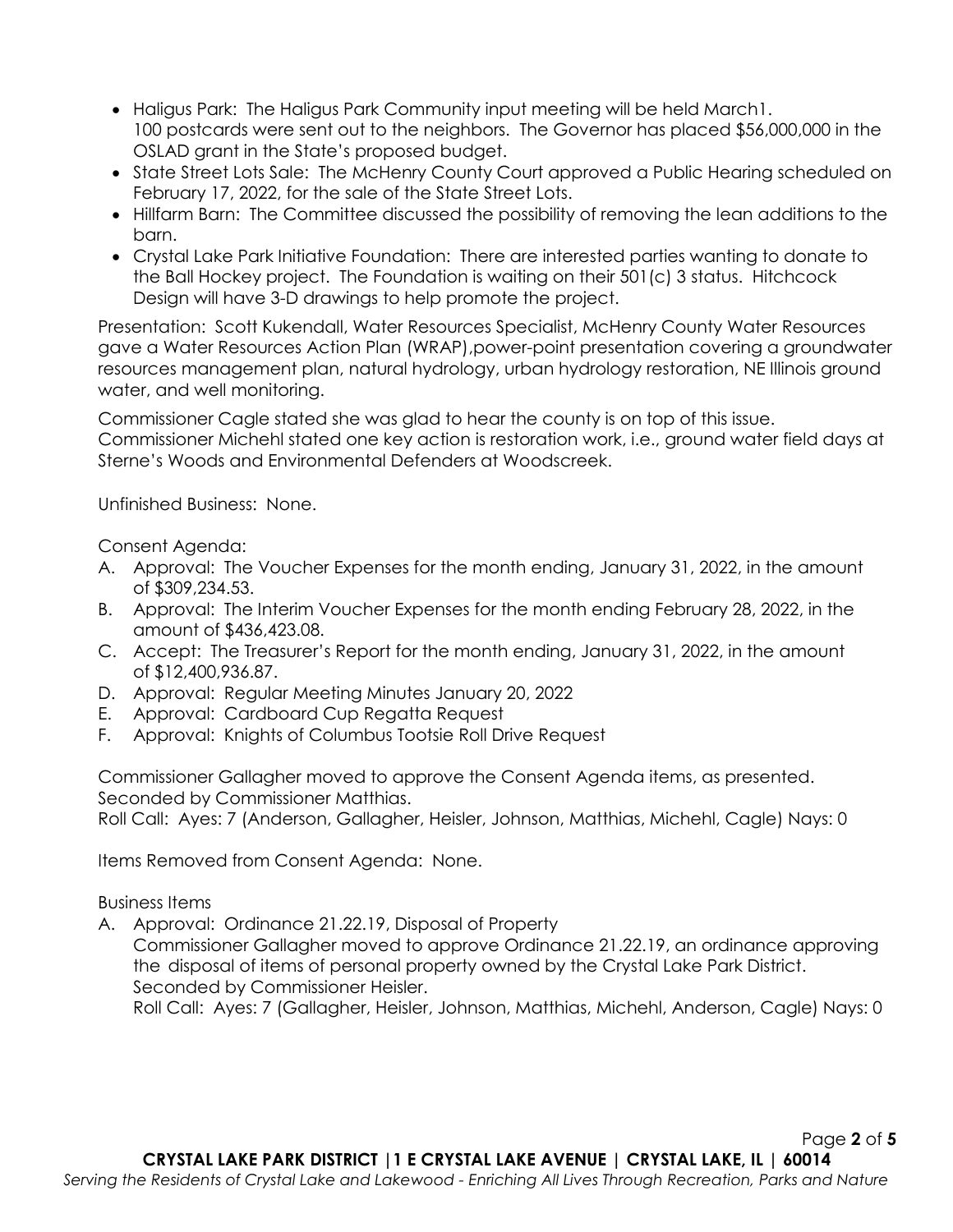- Haligus Park: The Haligus Park Community input meeting will be held March1. 100 postcards were sent out to the neighbors. The Governor has placed $56,000,000 in the OSLAD grant in the State's proposed budget.
- State Street Lots Sale: The McHenry County Court approved a Public Hearing scheduled on February 17, 2022, for the sale of the State Street Lots.
- Hillfarm Barn: The Committee discussed the possibility of removing the lean additions to the barn.
- Crystal Lake Park Initiative Foundation: There are interested parties wanting to donate to the Ball Hockey project. The Foundation is waiting on their 501(c) 3 status. Hitchcock Design will have 3-D drawings to help promote the project.

Presentation: Scott Kukendall, Water Resources Specialist, McHenry County Water Resources gave a Water Resources Action Plan (WRAP),power-point presentation covering a groundwater resources management plan, natural hydrology, urban hydrology restoration, NE Illinois ground water, and well monitoring.

Commissioner Cagle stated she was glad to hear the county is on top of this issue. Commissioner Michehl stated one key action is restoration work, i.e., ground water field days at Sterne's Woods and Environmental Defenders at Woodscreek.

Unfinished Business: None.

Consent Agenda:

A. Approval: The Voucher Expenses for the month ending, January 31, 2022, in the amount of $309,234.53.
B. Approval: The Interim Voucher Expenses for the month ending February 28, 2022, in the amount of $436,423.08.
C. Accept: The Treasurer's Report for the month ending, January 31, 2022, in the amount of $12,400,936.87.
D. Approval: Regular Meeting Minutes January 20, 2022
E. Approval: Cardboard Cup Regatta Request
F. Approval: Knights of Columbus Tootsie Roll Drive Request

Commissioner Gallagher moved to approve the Consent Agenda items, as presented. Seconded by Commissioner Matthias.
Roll Call: Ayes: 7 (Anderson, Gallagher, Heisler, Johnson, Matthias, Michehl, Cagle) Nays: 0

Items Removed from Consent Agenda: None.

Business Items

A. Approval: Ordinance 21.22.19, Disposal of Property
   Commissioner Gallagher moved to approve Ordinance 21.22.19, an ordinance approving the disposal of items of personal property owned by the Crystal Lake Park District. Seconded by Commissioner Heisler.
   Roll Call: Ayes: 7 (Gallagher, Heisler, Johnson, Matthias, Michehl, Anderson, Cagle) Nays: 0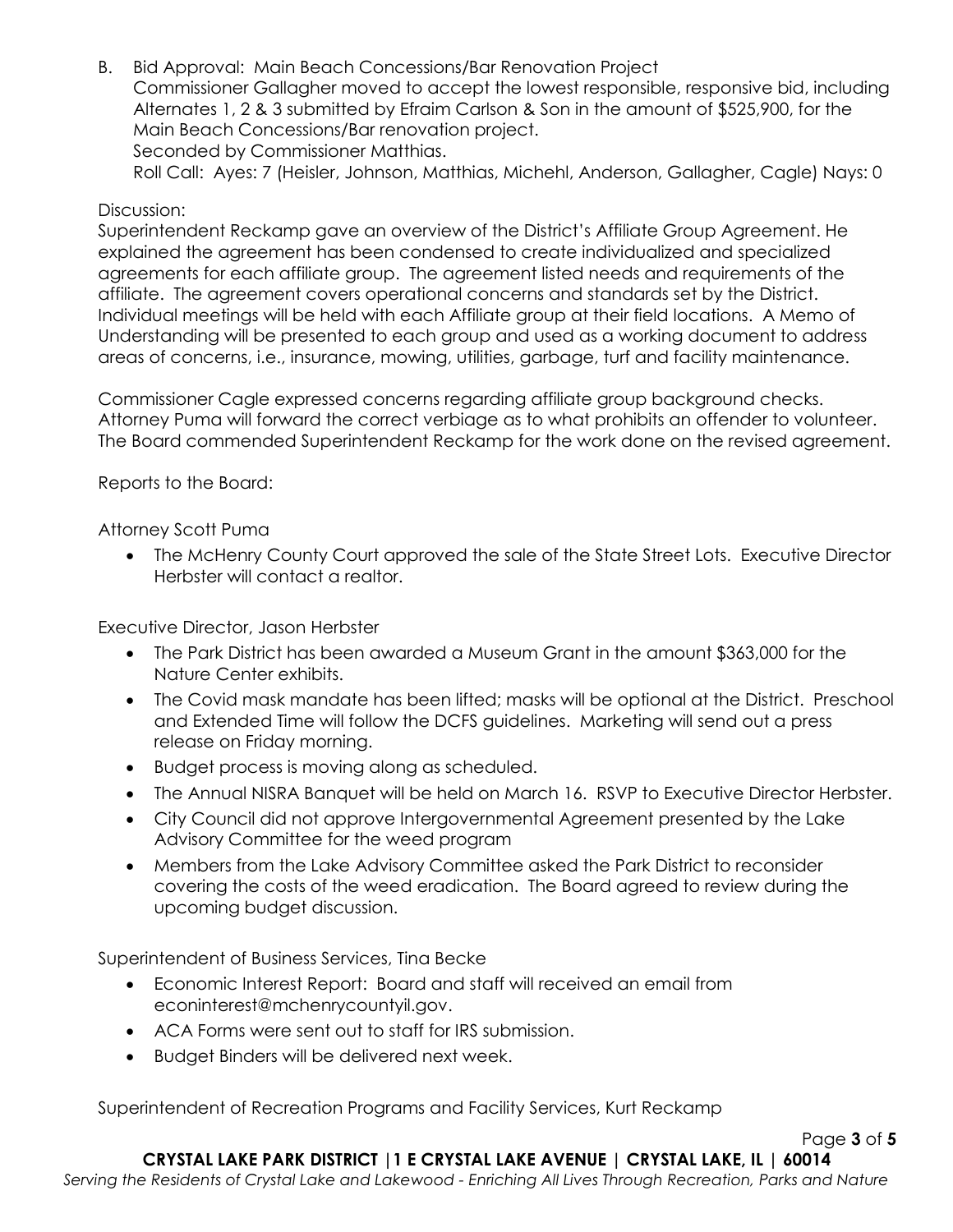B. Bid Approval: Main Beach Concessions/Bar Renovation Project
Commissioner Gallagher moved to accept the lowest responsible, responsive bid, including Alternates 1, 2 & 3 submitted by Efraim Carlson & Son in the amount of $525,900, for the Main Beach Concessions/Bar renovation project.
Seconded by Commissioner Matthias.
Roll Call: Ayes: 7 (Heisler, Johnson, Matthias, Michehl, Anderson, Gallagher, Cagle) Nays: 0

Discussion:
Superintendent Reckamp gave an overview of the District's Affiliate Group Agreement. He explained the agreement has been condensed to create individualized and specialized agreements for each affiliate group. The agreement listed needs and requirements of the affiliate. The agreement covers operational concerns and standards set by the District. Individual meetings will be held with each Affiliate group at their field locations. A Memo of Understanding will be presented to each group and used as a working document to address areas of concerns, i.e., insurance, mowing, utilities, garbage, turf and facility maintenance.

Commissioner Cagle expressed concerns regarding affiliate group background checks. Attorney Puma will forward the correct verbiage as to what prohibits an offender to volunteer. The Board commended Superintendent Reckamp for the work done on the revised agreement.

Reports to the Board:

Attorney Scott Puma

- The McHenry County Court approved the sale of the State Street Lots. Executive Director Herbster will contact a realtor.

Executive Director, Jason Herbster

- The Park District has been awarded a Museum Grant in the amount $363,000 for the Nature Center exhibits.
- The Covid mask mandate has been lifted; masks will be optional at the District. Preschool and Extended Time will follow the DCFS guidelines. Marketing will send out a press release on Friday morning.
- Budget process is moving along as scheduled.
- The Annual NISRA Banquet will be held on March 16. RSVP to Executive Director Herbster.
- City Council did not approve Intergovernmental Agreement presented by the Lake Advisory Committee for the weed program
- Members from the Lake Advisory Committee asked the Park District to reconsider covering the costs of the weed eradication. The Board agreed to review during the upcoming budget discussion.

Superintendent of Business Services, Tina Becke

- Economic Interest Report: Board and staff will received an email from econinterest@mchenrycountyil.gov.
- ACA Forms were sent out to staff for IRS submission.
- Budget Binders will be delivered next week.

Superintendent of Recreation Programs and Facility Services, Kurt Reckamp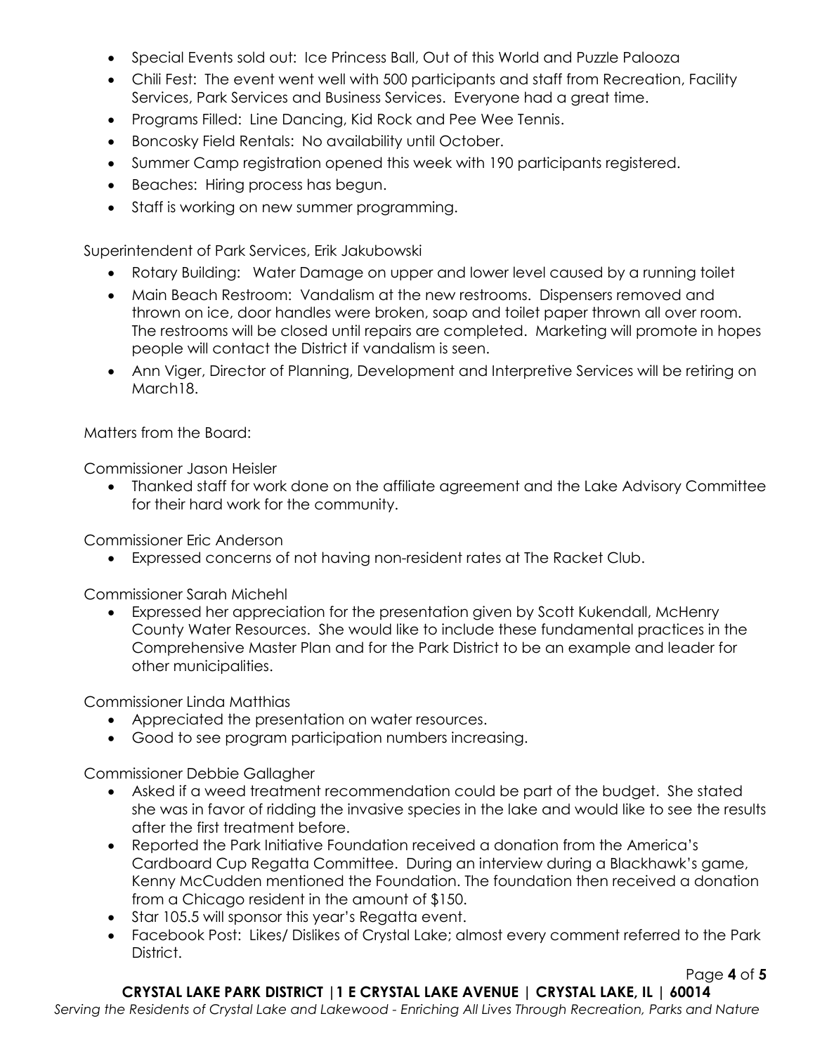- Special Events sold out: Ice Princess Ball, Out of this World and Puzzle Palooza
- Chili Fest: The event went well with 500 participants and staff from Recreation, Facility Services, Park Services and Business Services. Everyone had a great time.
- Programs Filled: Line Dancing, Kid Rock and Pee Wee Tennis.
- Boncosky Field Rentals: No availability until October.
- Summer Camp registration opened this week with 190 participants registered.
- Beaches: Hiring process has begun.
- Staff is working on new summer programming.

Superintendent of Park Services, Erik Jakubowski

- Rotary Building: Water Damage on upper and lower level caused by a running toilet
- Main Beach Restroom: Vandalism at the new restrooms. Dispensers removed and thrown on ice, door handles were broken, soap and toilet paper thrown all over room. The restrooms will be closed until repairs are completed. Marketing will promote in hopes people will contact the District if vandalism is seen.
- Ann Viger, Director of Planning, Development and Interpretive Services will be retiring on March18.

Matters from the Board:

Commissioner Jason Heisler

- Thanked staff for work done on the affiliate agreement and the Lake Advisory Committee for their hard work for the community.

Commissioner Eric Anderson

- Expressed concerns of not having non-resident rates at The Racket Club.

Commissioner Sarah Michehl

- Expressed her appreciation for the presentation given by Scott Kukendall, McHenry County Water Resources. She would like to include these fundamental practices in the Comprehensive Master Plan and for the Park District to be an example and leader for other municipalities.

Commissioner Linda Matthias

- Appreciated the presentation on water resources.
- Good to see program participation numbers increasing.

Commissioner Debbie Gallagher

- Asked if a weed treatment recommendation could be part of the budget. She stated she was in favor of ridding the invasive species in the lake and would like to see the results after the first treatment before.
- Reported the Park Initiative Foundation received a donation from the America's Cardboard Cup Regatta Committee. During an interview during a Blackhawk's game, Kenny McCudden mentioned the Foundation. The foundation then received a donation from a Chicago resident in the amount of $150.
- Star 105.5 will sponsor this year's Regatta event.
- Facebook Post: Likes/ Dislikes of Crystal Lake; almost every comment referred to the Park District.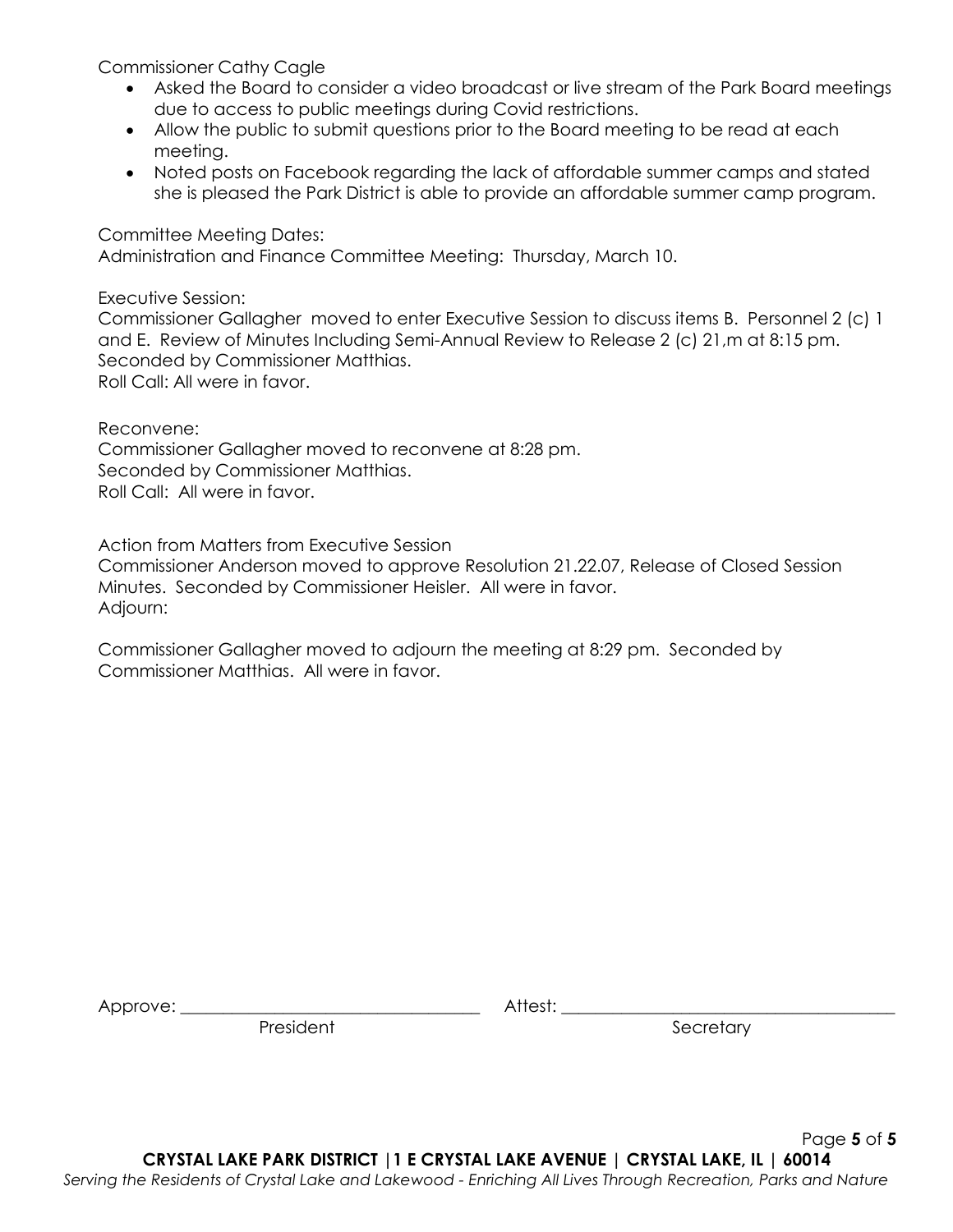Commissioner Cathy Cagle

- Asked the Board to consider a video broadcast or live stream of the Park Board meetings due to access to public meetings during Covid restrictions.
- Allow the public to submit questions prior to the Board meeting to be read at each meeting.
- Noted posts on Facebook regarding the lack of affordable summer camps and stated she is pleased the Park District is able to provide an affordable summer camp program.

Committee Meeting Dates:
Administration and Finance Committee Meeting: Thursday, March 10.

Executive Session:
Commissioner Gallagher moved to enter Executive Session to discuss items B. Personnel 2 (c) 1 and E. Review of Minutes Including Semi-Annual Review to Release 2 (c) 21,m at 8:15 pm.
Seconded by Commissioner Matthias.
Roll Call: All were in favor.

Reconvene:
Commissioner Gallagher moved to reconvene at 8:28 pm.
Seconded by Commissioner Matthias.
Roll Call: All were in favor.

Action from Matters from Executive Session
Commissioner Anderson moved to approve Resolution 21.22.07, Release of Closed Session Minutes. Seconded by Commissioner Heisler. All were in favor.
Adjourn:

Commissioner Gallagher moved to adjourn the meeting at 8:29 pm. Seconded by Commissioner Matthias. All were in favor.

Approve: ___________________________________ Attest: ______________________________________
President Secretary

**CRYSTAL LAKE PARK DISTRICT |1 E CRYSTAL LAKE AVENUE | CRYSTAL LAKE, IL | 60014**
*Serving the Residents of Crystal Lake and Lakewood - Enriching All Lives Through Recreation, Parks and Nature*